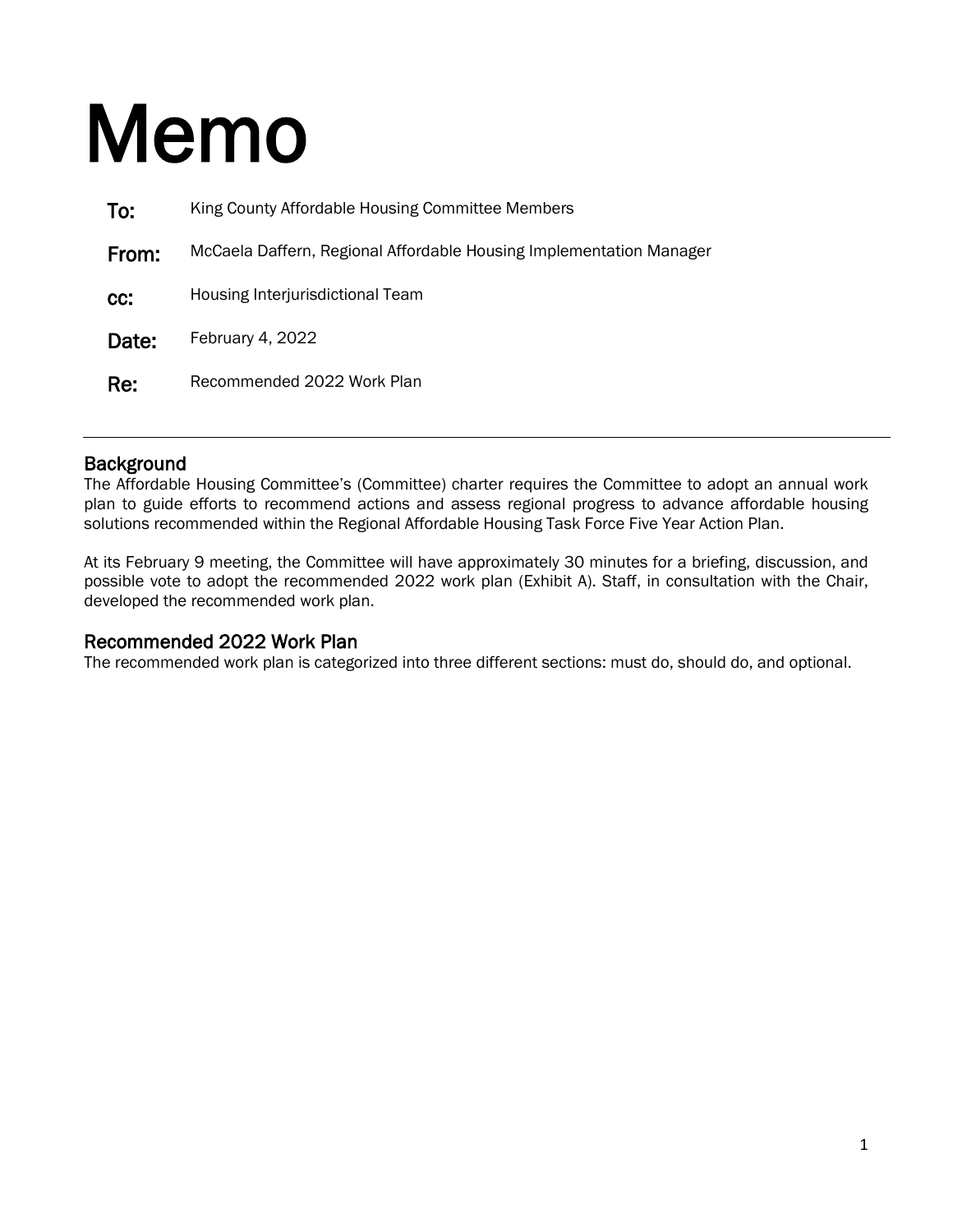# Memo

**To:** King County Affordable Housing Committee Members

**From:** McCaela Daffern, Regional Affordable Housing Implementation Manager

**cc:** Housing Interjurisdictional Team

**Date:** February 4, 2022

**Re:** Recommended 2022 Work Plan

---

## Background

The Affordable Housing Committee's (Committee) charter requires the Committee to adopt an annual work plan to guide efforts to recommend actions and assess regional progress to advance affordable housing solutions recommended within the Regional Affordable Housing Task Force Five Year Action Plan.

At its February 9 meeting, the Committee will have approximately 30 minutes for a briefing, discussion, and possible vote to adopt the recommended 2022 work plan (Exhibit A). Staff, in consultation with the Chair, developed the recommended work plan.

## Recommended 2022 Work Plan

The recommended work plan is categorized into three different sections: must do, should do, and optional.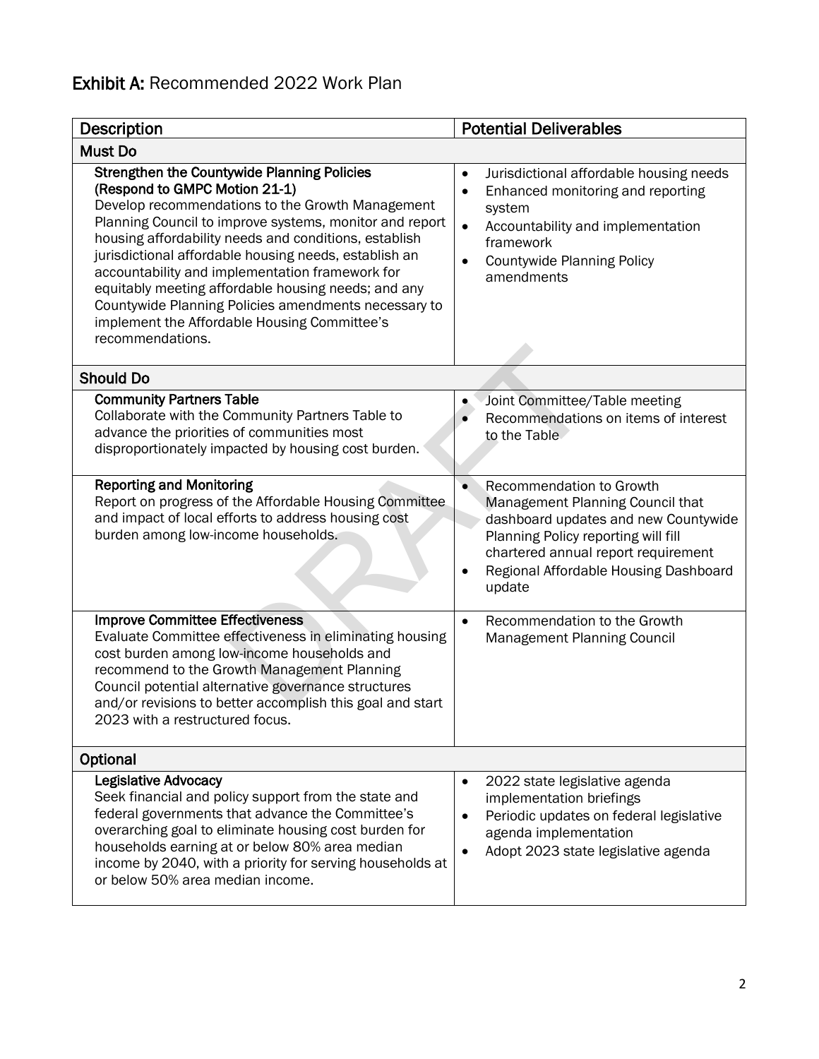## **Exhibit A:** Recommended 2022 Work Plan

| Description | Potential Deliverables |
|---|---|
| **Must Do** | |
| **Strengthen the Countywide Planning Policies (Respond to GMPC Motion 21-1)**<br>Develop recommendations to the Growth Management Planning Council to improve systems, monitor and report housing affordability needs and conditions, establish jurisdictional affordable housing needs, establish an accountability and implementation framework for equitably meeting affordable housing needs; and any Countywide Planning Policies amendments necessary to implement the Affordable Housing Committee's recommendations. | • Jurisdictional affordable housing needs<br>• Enhanced monitoring and reporting system<br>• Accountability and implementation framework<br>• Countywide Planning Policy amendments |
| **Should Do** | |
| **Community Partners Table**<br>Collaborate with the Community Partners Table to advance the priorities of communities most disproportionately impacted by housing cost burden. | • Joint Committee/Table meeting<br>• Recommendations on items of interest to the Table |
| **Reporting and Monitoring**<br>Report on progress of the Affordable Housing Committee and impact of local efforts to address housing cost burden among low-income households. | • Recommendation to Growth Management Planning Council that dashboard updates and new Countywide Planning Policy reporting will fill chartered annual report requirement<br>• Regional Affordable Housing Dashboard update |
| **Improve Committee Effectiveness**<br>Evaluate Committee effectiveness in eliminating housing cost burden among low-income households and recommend to the Growth Management Planning Council potential alternative governance structures and/or revisions to better accomplish this goal and start 2023 with a restructured focus. | • Recommendation to the Growth Management Planning Council |
| **Optional** | |
| **Legislative Advocacy**<br>Seek financial and policy support from the state and federal governments that advance the Committee's overarching goal to eliminate housing cost burden for households earning at or below 80% area median income by 2040, with a priority for serving households at or below 50% area median income. | • 2022 state legislative agenda implementation briefings<br>• Periodic updates on federal legislative agenda implementation<br>• Adopt 2023 state legislative agenda |